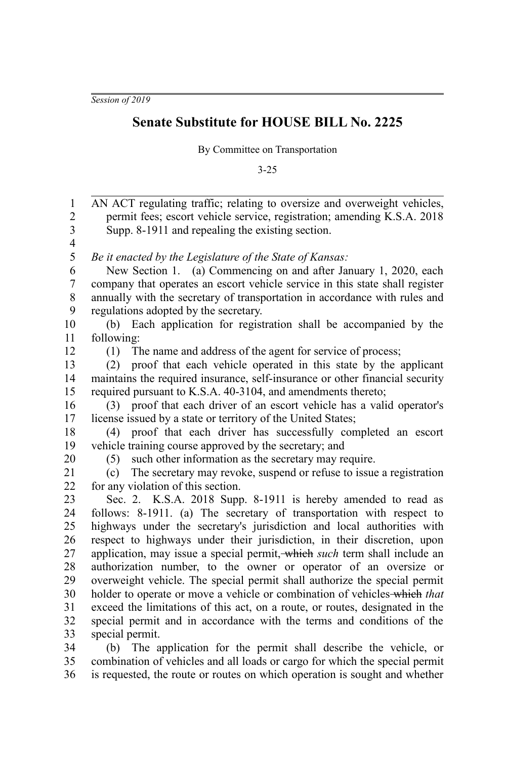*Session of 2019*

# Senate Substitute for HOUSE BILL No. 2225

By Committee on Transportation

3-25

AN ACT regulating traffic; relating to oversize and overweight vehicles, permit fees; escort vehicle service, registration; amending K.S.A. 2018 Supp. 8-1911 and repealing the existing section.

*Be it enacted by the Legislature of the State of Kansas:*

New Section 1. (a) Commencing on and after January 1, 2020, each company that operates an escort vehicle service in this state shall register annually with the secretary of transportation in accordance with rules and regulations adopted by the secretary.

(b) Each application for registration shall be accompanied by the following:

(1) The name and address of the agent for service of process;

(2) proof that each vehicle operated in this state by the applicant maintains the required insurance, self-insurance or other financial security required pursuant to K.S.A. 40-3104, and amendments thereto;

(3) proof that each driver of an escort vehicle has a valid operator's license issued by a state or territory of the United States;

(4) proof that each driver has successfully completed an escort vehicle training course approved by the secretary; and

(5) such other information as the secretary may require.

(c) The secretary may revoke, suspend or refuse to issue a registration for any violation of this section.

Sec. 2. K.S.A. 2018 Supp. 8-1911 is hereby amended to read as follows: 8-1911. (a) The secretary of transportation with respect to highways under the secretary's jurisdiction and local authorities with respect to highways under their jurisdiction, in their discretion, upon application, may issue a special permit, ~~which~~ *such* term shall include an authorization number, to the owner or operator of an oversize or overweight vehicle. The special permit shall authorize the special permit holder to operate or move a vehicle or combination of vehicles ~~which~~ *that* exceed the limitations of this act, on a route, or routes, designated in the special permit and in accordance with the terms and conditions of the special permit.

(b) The application for the permit shall describe the vehicle, or combination of vehicles and all loads or cargo for which the special permit is requested, the route or routes on which operation is sought and whether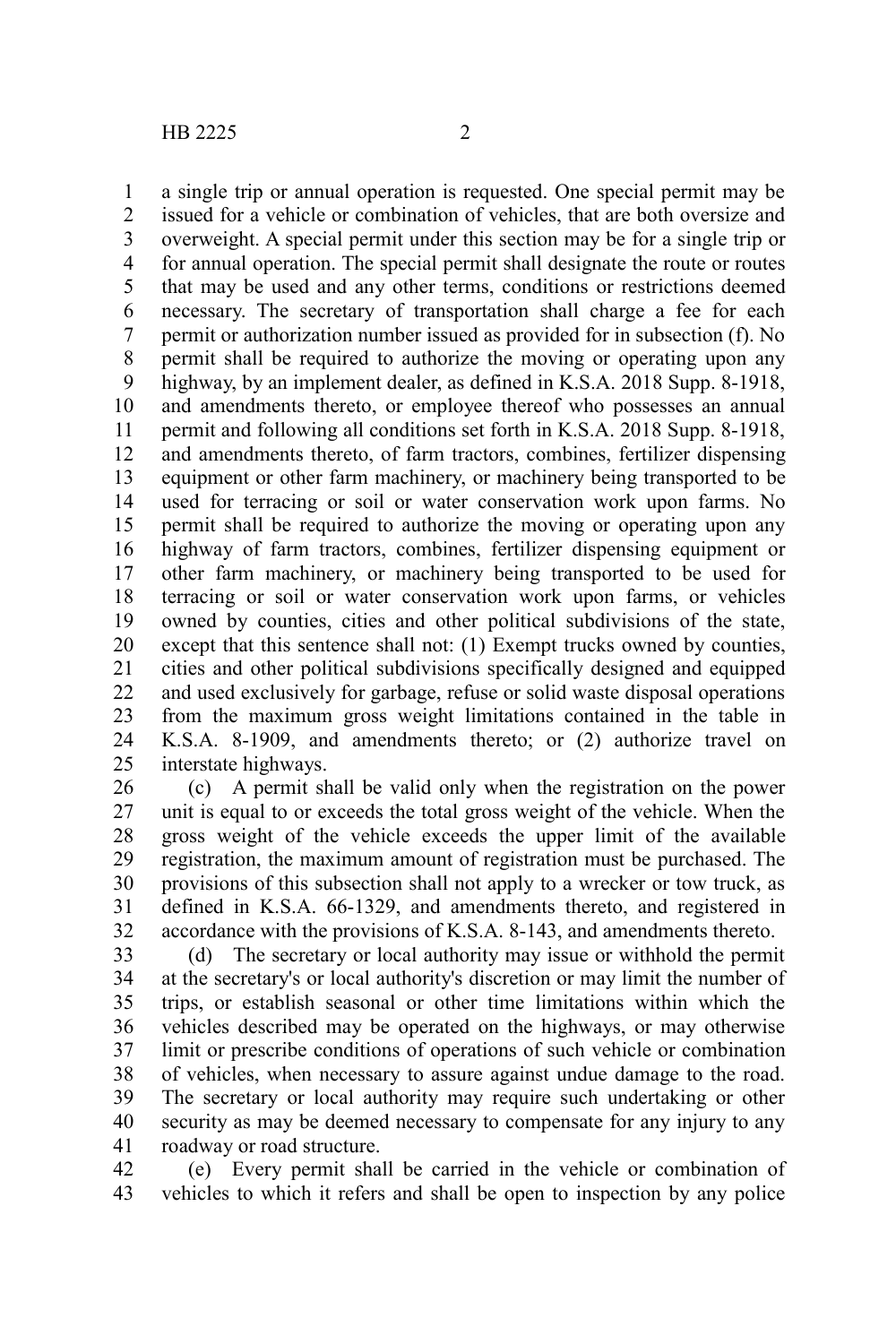a single trip or annual operation is requested. One special permit may be issued for a vehicle or combination of vehicles, that are both oversize and overweight. A special permit under this section may be for a single trip or for annual operation. The special permit shall designate the route or routes that may be used and any other terms, conditions or restrictions deemed necessary. The secretary of transportation shall charge a fee for each permit or authorization number issued as provided for in subsection (f). No permit shall be required to authorize the moving or operating upon any highway, by an implement dealer, as defined in K.S.A. 2018 Supp. 8-1918, and amendments thereto, or employee thereof who possesses an annual permit and following all conditions set forth in K.S.A. 2018 Supp. 8-1918, and amendments thereto, of farm tractors, combines, fertilizer dispensing equipment or other farm machinery, or machinery being transported to be used for terracing or soil or water conservation work upon farms. No permit shall be required to authorize the moving or operating upon any highway of farm tractors, combines, fertilizer dispensing equipment or other farm machinery, or machinery being transported to be used for terracing or soil or water conservation work upon farms, or vehicles owned by counties, cities and other political subdivisions of the state, except that this sentence shall not: (1) Exempt trucks owned by counties, cities and other political subdivisions specifically designed and equipped and used exclusively for garbage, refuse or solid waste disposal operations from the maximum gross weight limitations contained in the table in K.S.A. 8-1909, and amendments thereto; or (2) authorize travel on interstate highways.

(c) A permit shall be valid only when the registration on the power unit is equal to or exceeds the total gross weight of the vehicle. When the gross weight of the vehicle exceeds the upper limit of the available registration, the maximum amount of registration must be purchased. The provisions of this subsection shall not apply to a wrecker or tow truck, as defined in K.S.A. 66-1329, and amendments thereto, and registered in accordance with the provisions of K.S.A. 8-143, and amendments thereto.

(d) The secretary or local authority may issue or withhold the permit at the secretary's or local authority's discretion or may limit the number of trips, or establish seasonal or other time limitations within which the vehicles described may be operated on the highways, or may otherwise limit or prescribe conditions of operations of such vehicle or combination of vehicles, when necessary to assure against undue damage to the road. The secretary or local authority may require such undertaking or other security as may be deemed necessary to compensate for any injury to any roadway or road structure.

(e) Every permit shall be carried in the vehicle or combination of vehicles to which it refers and shall be open to inspection by any police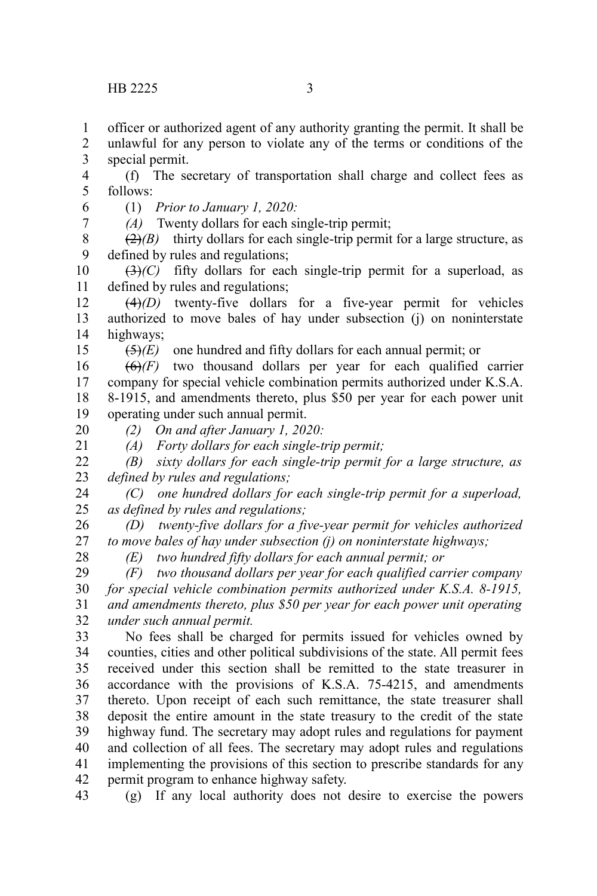officer or authorized agent of any authority granting the permit. It shall be unlawful for any person to violate any of the terms or conditions of the special permit.

(f) The secretary of transportation shall charge and collect fees as follows:

(1) *Prior to January 1, 2020:*

*(A)* Twenty dollars for each single-trip permit;

~~(2)~~*(B)* thirty dollars for each single-trip permit for a large structure, as defined by rules and regulations;

~~(3)~~*(C)* fifty dollars for each single-trip permit for a superload, as defined by rules and regulations;

~~(4)~~*(D)* twenty-five dollars for a five-year permit for vehicles authorized to move bales of hay under subsection (j) on noninterstate highways;

~~(5)~~*(E)* one hundred and fifty dollars for each annual permit; or

~~(6)~~*(F)* two thousand dollars per year for each qualified carrier company for special vehicle combination permits authorized under K.S.A. 8-1915, and amendments thereto, plus $50 per year for each power unit operating under such annual permit.

*(2) On and after January 1, 2020:*

*(A) Forty dollars for each single-trip permit;*

*(B) sixty dollars for each single-trip permit for a large structure, as defined by rules and regulations;*

*(C) one hundred dollars for each single-trip permit for a superload, as defined by rules and regulations;*

*(D) twenty-five dollars for a five-year permit for vehicles authorized to move bales of hay under subsection (j) on noninterstate highways;*

*(E) two hundred fifty dollars for each annual permit; or*

*(F) two thousand dollars per year for each qualified carrier company for special vehicle combination permits authorized under K.S.A. 8-1915, and amendments thereto, plus $50 per year for each power unit operating under such annual permit.*

No fees shall be charged for permits issued for vehicles owned by counties, cities and other political subdivisions of the state. All permit fees received under this section shall be remitted to the state treasurer in accordance with the provisions of K.S.A. 75-4215, and amendments thereto. Upon receipt of each such remittance, the state treasurer shall deposit the entire amount in the state treasury to the credit of the state highway fund. The secretary may adopt rules and regulations for payment and collection of all fees. The secretary may adopt rules and regulations implementing the provisions of this section to prescribe standards for any permit program to enhance highway safety.

(g) If any local authority does not desire to exercise the powers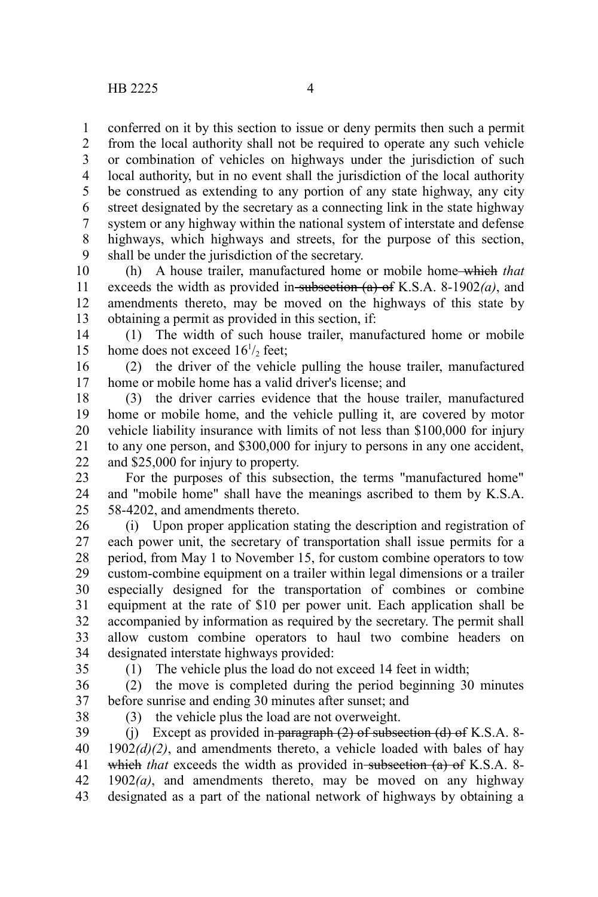conferred on it by this section to issue or deny permits then such a permit from the local authority shall not be required to operate any such vehicle or combination of vehicles on highways under the jurisdiction of such local authority, but in no event shall the jurisdiction of the local authority be construed as extending to any portion of any state highway, any city street designated by the secretary as a connecting link in the state highway system or any highway within the national system of interstate and defense highways, which highways and streets, for the purpose of this section, shall be under the jurisdiction of the secretary.

(h) A house trailer, manufactured home or mobile home ~~which~~ *that* exceeds the width as provided in ~~subsection (a) of~~ K.S.A. 8-1902*(a)*, and amendments thereto, may be moved on the highways of this state by obtaining a permit as provided in this section, if:

(1) The width of such house trailer, manufactured home or mobile home does not exceed $16^1/_2$ feet;

(2) the driver of the vehicle pulling the house trailer, manufactured home or mobile home has a valid driver's license; and

(3) the driver carries evidence that the house trailer, manufactured home or mobile home, and the vehicle pulling it, are covered by motor vehicle liability insurance with limits of not less than $100,000 for injury to any one person, and $300,000 for injury to persons in any one accident, and $25,000 for injury to property.

For the purposes of this subsection, the terms "manufactured home" and "mobile home" shall have the meanings ascribed to them by K.S.A. 58-4202, and amendments thereto.

(i) Upon proper application stating the description and registration of each power unit, the secretary of transportation shall issue permits for a period, from May 1 to November 15, for custom combine operators to tow custom-combine equipment on a trailer within legal dimensions or a trailer especially designed for the transportation of combines or combine equipment at the rate of $10 per power unit. Each application shall be accompanied by information as required by the secretary. The permit shall allow custom combine operators to haul two combine headers on designated interstate highways provided:

(1) The vehicle plus the load do not exceed 14 feet in width;

(2) the move is completed during the period beginning 30 minutes before sunrise and ending 30 minutes after sunset; and

(3) the vehicle plus the load are not overweight.

(j) Except as provided in ~~paragraph (2) of subsection (d) of~~ K.S.A. 8-1902*(d)(2)*, and amendments thereto, a vehicle loaded with bales of hay ~~which~~ *that* exceeds the width as provided in ~~subsection (a) of~~ K.S.A. 8-1902*(a)*, and amendments thereto, may be moved on any highway designated as a part of the national network of highways by obtaining a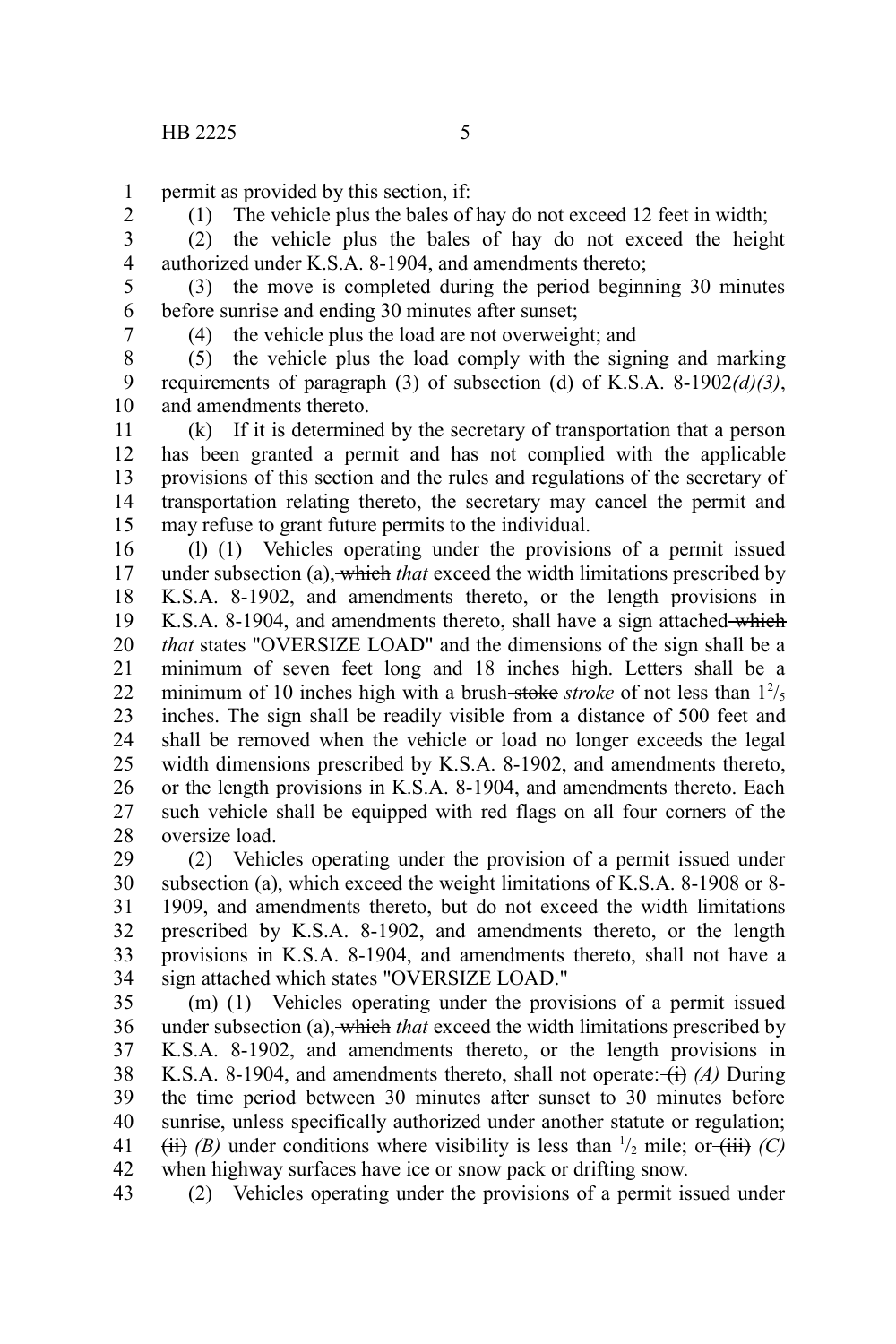permit as provided by this section, if:

(1) The vehicle plus the bales of hay do not exceed 12 feet in width;

(2) the vehicle plus the bales of hay do not exceed the height authorized under K.S.A. 8-1904, and amendments thereto;

(3) the move is completed during the period beginning 30 minutes before sunrise and ending 30 minutes after sunset;

(4) the vehicle plus the load are not overweight; and

(5) the vehicle plus the load comply with the signing and marking requirements of ~~paragraph (3) of subsection (d) of~~ K.S.A. 8-1902*(d)(3)*, and amendments thereto.

(k) If it is determined by the secretary of transportation that a person has been granted a permit and has not complied with the applicable provisions of this section and the rules and regulations of the secretary of transportation relating thereto, the secretary may cancel the permit and may refuse to grant future permits to the individual.

(l) (1) Vehicles operating under the provisions of a permit issued under subsection (a)~~, which~~ *that* exceed the width limitations prescribed by K.S.A. 8-1902, and amendments thereto, or the length provisions in K.S.A. 8-1904, and amendments thereto, shall have a sign attached ~~which~~ *that* states "OVERSIZE LOAD" and the dimensions of the sign shall be a minimum of seven feet long and 18 inches high. Letters shall be a minimum of 10 inches high with a brush ~~stoke~~ *stroke* of not less than $1^2/_5$ inches. The sign shall be readily visible from a distance of 500 feet and shall be removed when the vehicle or load no longer exceeds the legal width dimensions prescribed by K.S.A. 8-1902, and amendments thereto, or the length provisions in K.S.A. 8-1904, and amendments thereto. Each such vehicle shall be equipped with red flags on all four corners of the oversize load.

(2) Vehicles operating under the provision of a permit issued under subsection (a), which exceed the weight limitations of K.S.A. 8-1908 or 8-1909, and amendments thereto, but do not exceed the width limitations prescribed by K.S.A. 8-1902, and amendments thereto, or the length provisions in K.S.A. 8-1904, and amendments thereto, shall not have a sign attached which states "OVERSIZE LOAD."

(m) (1) Vehicles operating under the provisions of a permit issued under subsection (a)~~, which~~ *that* exceed the width limitations prescribed by K.S.A. 8-1902, and amendments thereto, or the length provisions in K.S.A. 8-1904, and amendments thereto, shall not operate: ~~(i)~~ *(A)* During the time period between 30 minutes after sunset to 30 minutes before sunrise, unless specifically authorized under another statute or regulation; ~~(ii)~~ *(B)* under conditions where visibility is less than $^1/_2$ mile; or ~~(iii)~~ *(C)* when highway surfaces have ice or snow pack or drifting snow.

(2) Vehicles operating under the provisions of a permit issued under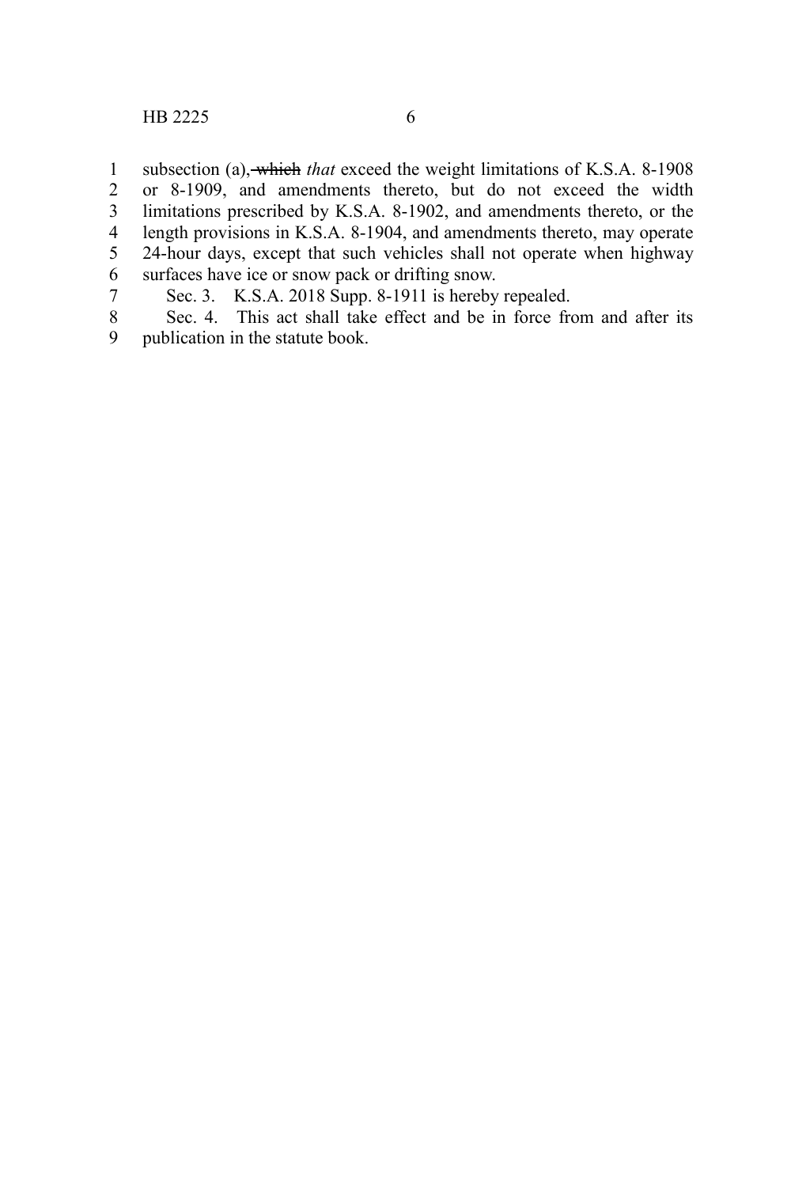subsection (a), ~~which~~ *that* exceed the weight limitations of K.S.A. 8-1908 or 8-1909, and amendments thereto, but do not exceed the width limitations prescribed by K.S.A. 8-1902, and amendments thereto, or the length provisions in K.S.A. 8-1904, and amendments thereto, may operate 24-hour days, except that such vehicles shall not operate when highway surfaces have ice or snow pack or drifting snow.

Sec. 3. K.S.A. 2018 Supp. 8-1911 is hereby repealed.

Sec. 4. This act shall take effect and be in force from and after its publication in the statute book.